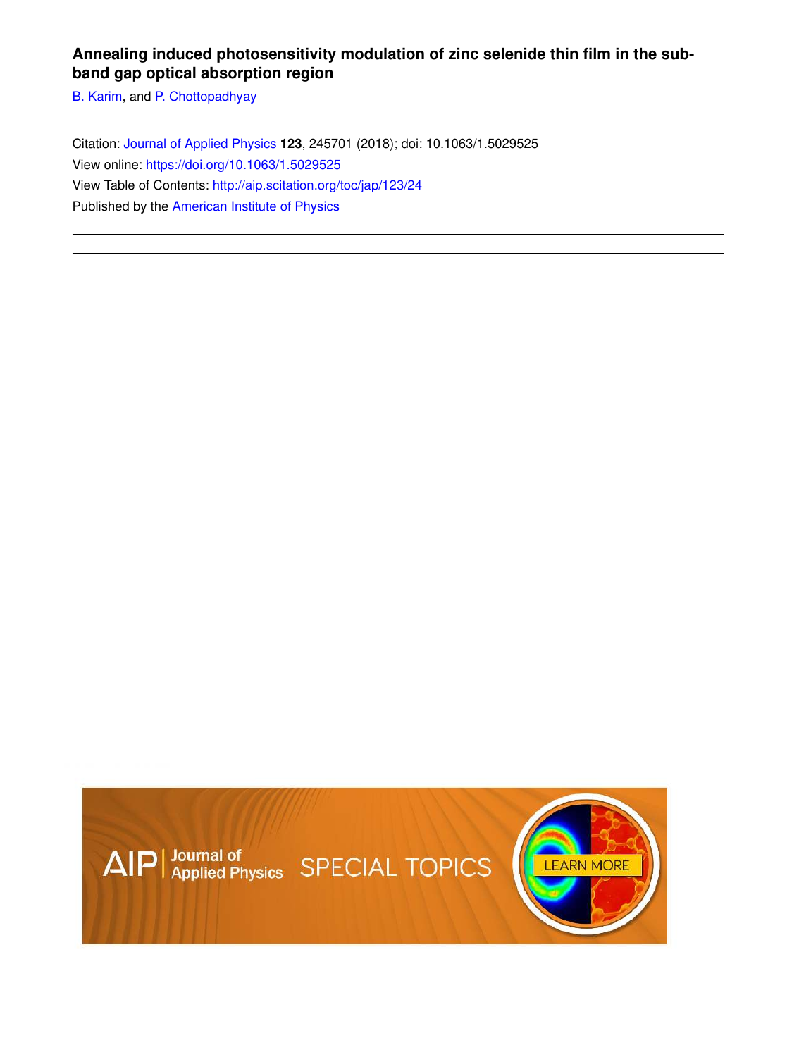# Annealing induced photosensitivity modulation of zinc selenide thin film in the sub-band gap optical absorption region

B. Karim, and P. Chottopadhyay

Citation: Journal of Applied Physics **123**, 245701 (2018); doi: 10.1063/1.5029525

View online: https://doi.org/10.1063/1.5029525

View Table of Contents: http://aip.scitation.org/toc/jap/123/24

Published by the American Institute of Physics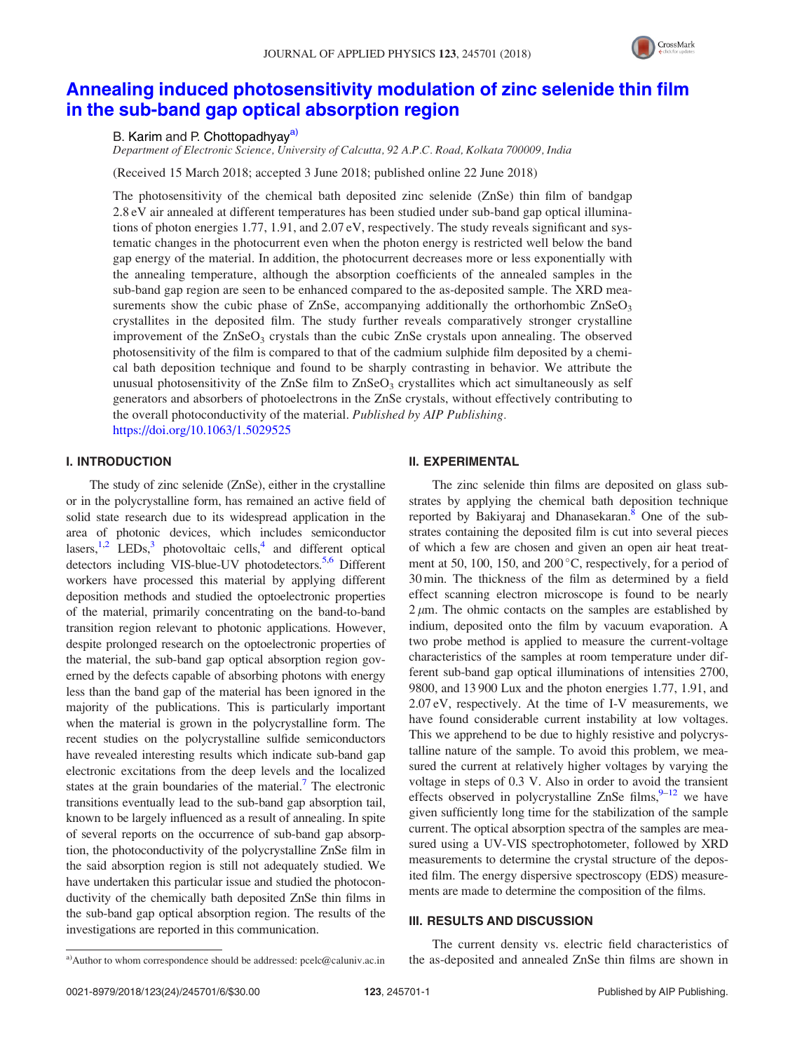# Annealing induced photosensitivity modulation of zinc selenide thin film in the sub-band gap optical absorption region

B. Karim and P. Chottopadhyay[a)]

*Department of Electronic Science, University of Calcutta, 92 A.P.C. Road, Kolkata 700009, India*

(Received 15 March 2018; accepted 3 June 2018; published online 22 June 2018)

The photosensitivity of the chemical bath deposited zinc selenide (ZnSe) thin film of bandgap 2.8 eV air annealed at different temperatures has been studied under sub-band gap optical illuminations of photon energies 1.77, 1.91, and 2.07 eV, respectively. The study reveals significant and systematic changes in the photocurrent even when the photon energy is restricted well below the band gap energy of the material. In addition, the photocurrent decreases more or less exponentially with the annealing temperature, although the absorption coefficients of the annealed samples in the sub-band gap region are seen to be enhanced compared to the as-deposited sample. The XRD measurements show the cubic phase of ZnSe, accompanying additionally the orthorhombic $ZnSeO_3$ crystallites in the deposited film. The study further reveals comparatively stronger crystalline improvement of the $ZnSeO_3$ crystals than the cubic ZnSe crystals upon annealing. The observed photosensitivity of the film is compared to that of the cadmium sulphide film deposited by a chemical bath deposition technique and found to be sharply contrasting in behavior. We attribute the unusual photosensitivity of the ZnSe film to $ZnSeO_3$ crystallites which act simultaneously as self generators and absorbers of photoelectrons in the ZnSe crystals, without effectively contributing to the overall photoconductivity of the material. *Published by AIP Publishing.* https://doi.org/10.1063/1.5029525

## I. INTRODUCTION

The study of zinc selenide (ZnSe), either in the crystalline or in the polycrystalline form, has remained an active field of solid state research due to its widespread application in the area of photonic devices, which includes semiconductor lasers,[1,2] LEDs,[3] photovoltaic cells,[4] and different optical detectors including VIS-blue-UV photodetectors.[5,6] Different workers have processed this material by applying different deposition methods and studied the optoelectronic properties of the material, primarily concentrating on the band-to-band transition region relevant to photonic applications. However, despite prolonged research on the optoelectronic properties of the material, the sub-band gap optical absorption region governed by the defects capable of absorbing photons with energy less than the band gap of the material has been ignored in the majority of the publications. This is particularly important when the material is grown in the polycrystalline form. The recent studies on the polycrystalline sulfide semiconductors have revealed interesting results which indicate sub-band gap electronic excitations from the deep levels and the localized states at the grain boundaries of the material.[7] The electronic transitions eventually lead to the sub-band gap absorption tail, known to be largely influenced as a result of annealing. In spite of several reports on the occurrence of sub-band gap absorption, the photoconductivity of the polycrystalline ZnSe film in the said absorption region is still not adequately studied. We have undertaken this particular issue and studied the photoconductivity of the chemically bath deposited ZnSe thin films in the sub-band gap optical absorption region. The results of the investigations are reported in this communication.

## II. EXPERIMENTAL

The zinc selenide thin films are deposited on glass substrates by applying the chemical bath deposition technique reported by Bakiyaraj and Dhanasekaran.[8] One of the substrates containing the deposited film is cut into several pieces of which a few are chosen and given an open air heat treatment at 50, 100, 150, and 200 °C, respectively, for a period of 30 min. The thickness of the film as determined by a field effect scanning electron microscope is found to be nearly 2 $\mu$m. The ohmic contacts on the samples are established by indium, deposited onto the film by vacuum evaporation. A two probe method is applied to measure the current-voltage characteristics of the samples at room temperature under different sub-band gap optical illuminations of intensities 2700, 9800, and 13 900 Lux and the photon energies 1.77, 1.91, and 2.07 eV, respectively. At the time of I-V measurements, we have found considerable current instability at low voltages. This we apprehend to be due to highly resistive and polycrystalline nature of the sample. To avoid this problem, we measured the current at relatively higher voltages by varying the voltage in steps of 0.3 V. Also in order to avoid the transient effects observed in polycrystalline ZnSe films,[9–12] we have given sufficiently long time for the stabilization of the sample current. The optical absorption spectra of the samples are measured using a UV-VIS spectrophotometer, followed by XRD measurements to determine the crystal structure of the deposited film. The energy dispersive spectroscopy (EDS) measurements are made to determine the composition of the films.

## III. RESULTS AND DISCUSSION

The current density vs. electric field characteristics of the as-deposited and annealed ZnSe thin films are shown in

[a)]Author to whom correspondence should be addressed: pcelc@caluniv.ac.in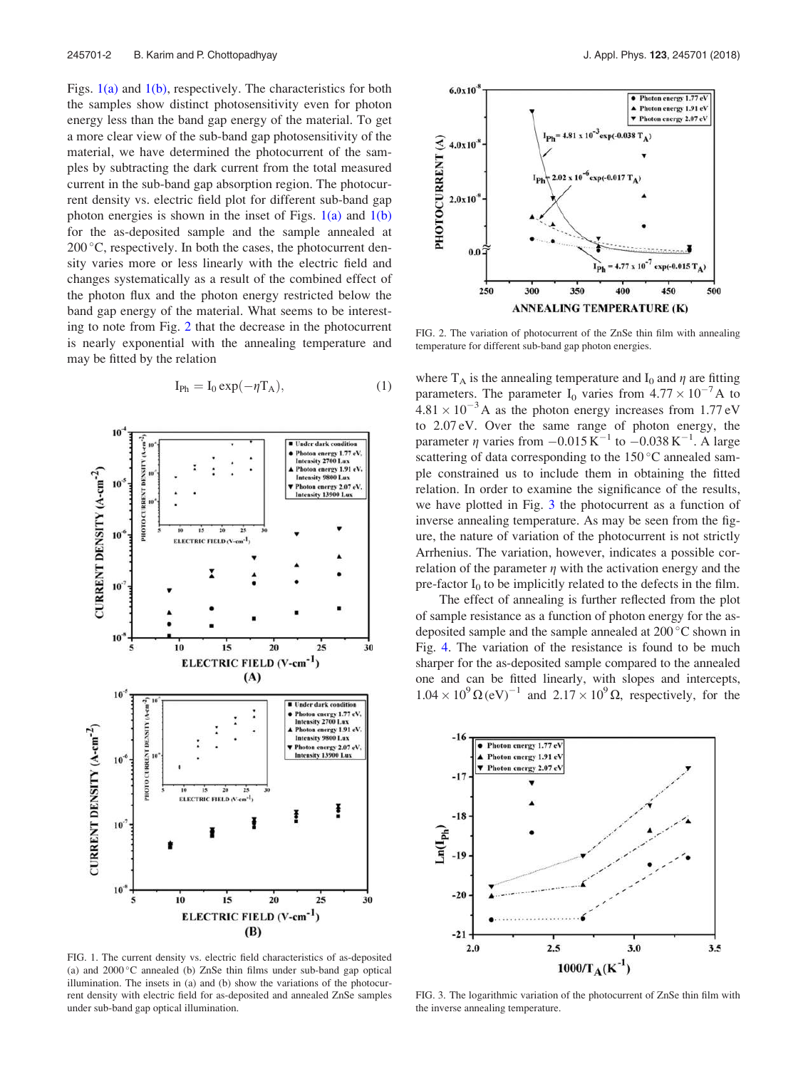Figs. 1(a) and 1(b), respectively. The characteristics for both the samples show distinct photosensitivity even for photon energy less than the band gap energy of the material. To get a more clear view of the sub-band gap photosensitivity of the material, we have determined the photocurrent of the samples by subtracting the dark current from the total measured current in the sub-band gap absorption region. The photocurrent density vs. electric field plot for different sub-band gap photon energies is shown in the inset of Figs. 1(a) and 1(b) for the as-deposited sample and the sample annealed at 200 °C, respectively. In both the cases, the photocurrent density varies more or less linearly with the electric field and changes systematically as a result of the combined effect of the photon flux and the photon energy restricted below the band gap energy of the material. What seems to be interesting to note from Fig. 2 that the decrease in the photocurrent is nearly exponential with the annealing temperature and may be fitted by the relation

$$I_{Ph} = I_0 \exp(-\eta T_A), \tag{1}$$

FIG. 1. The current density vs. electric field characteristics of as-deposited (a) and 2000 °C annealed (b) ZnSe thin films under sub-band gap optical illumination. The insets in (a) and (b) show the variations of the photocurrent density with electric field for as-deposited and annealed ZnSe samples under sub-band gap optical illumination.

FIG. 2. The variation of photocurrent of the ZnSe thin film with annealing temperature for different sub-band gap photon energies.

where $T_A$ is the annealing temperature and $I_0$ and $\eta$ are fitting parameters. The parameter $I_0$ varies from $4.77 \times 10^{-7}$ A to $4.81 \times 10^{-3}$ A as the photon energy increases from 1.77 eV to 2.07 eV. Over the same range of photon energy, the parameter $\eta$ varies from $-0.015\,\mathrm{K}^{-1}$ to $-0.038\,\mathrm{K}^{-1}$. A large scattering of data corresponding to the 150 °C annealed sample constrained us to include them in obtaining the fitted relation. In order to examine the significance of the results, we have plotted in Fig. 3 the photocurrent as a function of inverse annealing temperature. As may be seen from the figure, the nature of variation of the photocurrent is not strictly Arrhenius. The variation, however, indicates a possible correlation of the parameter $\eta$ with the activation energy and the pre-factor $I_0$ to be implicitly related to the defects in the film.

The effect of annealing is further reflected from the plot of sample resistance as a function of photon energy for the as-deposited sample and the sample annealed at 200 °C shown in Fig. 4. The variation of the resistance is found to be much sharper for the as-deposited sample compared to the annealed one and can be fitted linearly, with slopes and intercepts, $1.04 \times 10^9\,\Omega\,(\mathrm{eV})^{-1}$ and $2.17 \times 10^9\,\Omega$, respectively, for the

FIG. 3. The logarithmic variation of the photocurrent of ZnSe thin film with the inverse annealing temperature.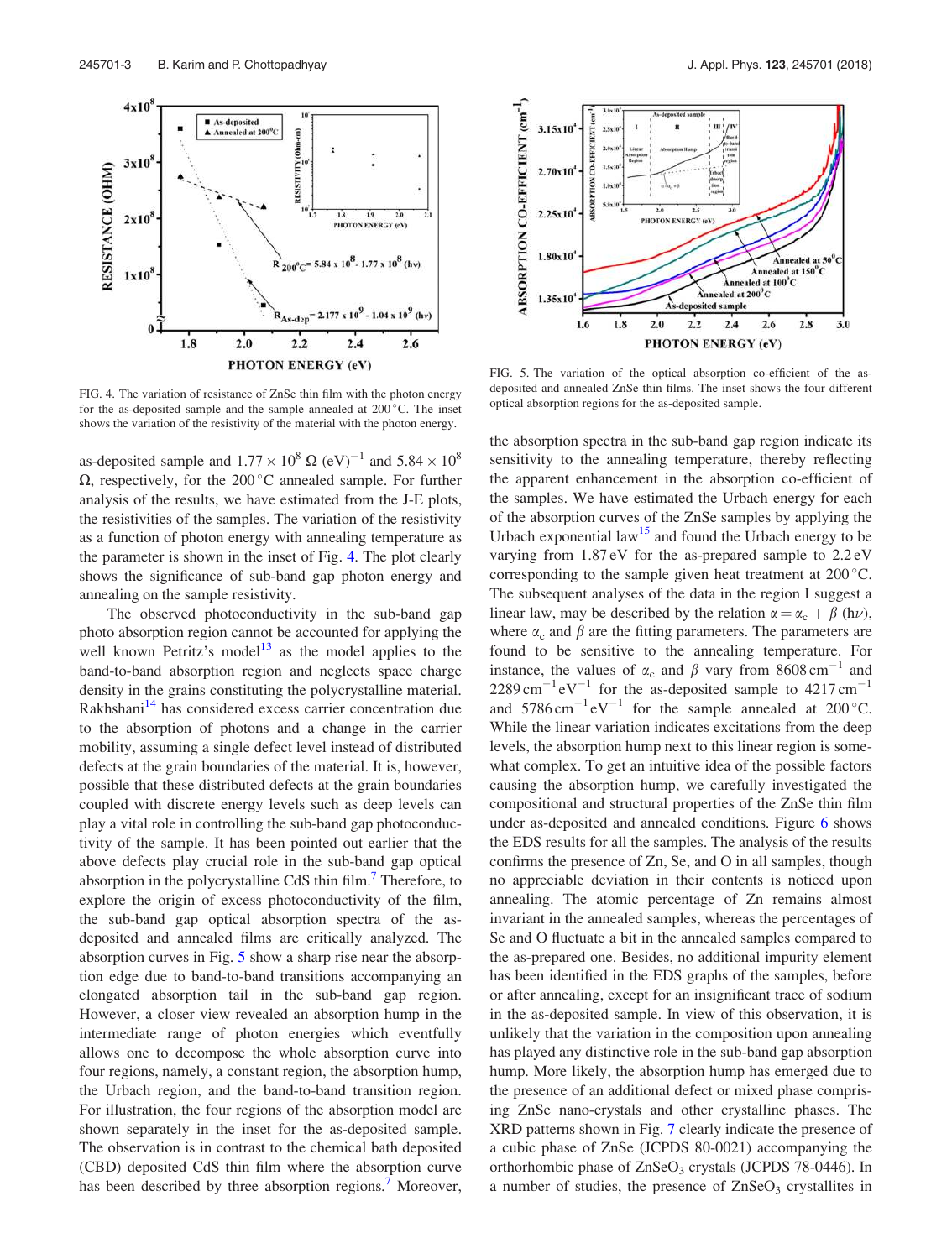FIG. 4. The variation of resistance of ZnSe thin film with the photon energy for the as-deposited sample and the sample annealed at 200 °C. The inset shows the variation of the resistivity of the material with the photon energy.

FIG. 5. The variation of the optical absorption co-efficient of the as-deposited and annealed ZnSe thin films. The inset shows the four different optical absorption regions for the as-deposited sample.

as-deposited sample and $1.77 \times 10^8\ \Omega\ (\text{eV})^{-1}$ and $5.84 \times 10^8\ \Omega$, respectively, for the 200 °C annealed sample. For further analysis of the results, we have estimated from the J-E plots, the resistivities of the samples. The variation of the resistivity as a function of photon energy with annealing temperature as the parameter is shown in the inset of Fig. 4. The plot clearly shows the significance of sub-band gap photon energy and annealing on the sample resistivity.

The observed photoconductivity in the sub-band gap photo absorption region cannot be accounted for applying the well known Petritz's model[13] as the model applies to the band-to-band absorption region and neglects space charge density in the grains constituting the polycrystalline material. Rakhshani[14] has considered excess carrier concentration due to the absorption of photons and a change in the carrier mobility, assuming a single defect level instead of distributed defects at the grain boundaries of the material. It is, however, possible that these distributed defects at the grain boundaries coupled with discrete energy levels such as deep levels can play a vital role in controlling the sub-band gap photoconductivity of the sample. It has been pointed out earlier that the above defects play crucial role in the sub-band gap optical absorption in the polycrystalline CdS thin film.[7] Therefore, to explore the origin of excess photoconductivity of the film, the sub-band gap optical absorption spectra of the as-deposited and annealed films are critically analyzed. The absorption curves in Fig. 5 show a sharp rise near the absorption edge due to band-to-band transitions accompanying an elongated absorption tail in the sub-band gap region. However, a closer view revealed an absorption hump in the intermediate range of photon energies which eventfully allows one to decompose the whole absorption curve into four regions, namely, a constant region, the absorption hump, the Urbach region, and the band-to-band transition region. For illustration, the four regions of the absorption model are shown separately in the inset for the as-deposited sample. The observation is in contrast to the chemical bath deposited (CBD) deposited CdS thin film where the absorption curve has been described by three absorption regions.[7] Moreover, the absorption spectra in the sub-band gap region indicate its sensitivity to the annealing temperature, thereby reflecting the apparent enhancement in the absorption co-efficient of the samples. We have estimated the Urbach energy for each of the absorption curves of the ZnSe samples by applying the Urbach exponential law[15] and found the Urbach energy to be varying from 1.87 eV for the as-prepared sample to 2.2 eV corresponding to the sample given heat treatment at 200 °C. The subsequent analyses of the data in the region I suggest a linear law, may be described by the relation $\alpha = \alpha_c + \beta\,(h\nu)$, where $\alpha_c$ and $\beta$ are the fitting parameters. The parameters are found to be sensitive to the annealing temperature. For instance, the values of $\alpha_c$ and $\beta$ vary from $8608\ \text{cm}^{-1}$ and $2289\ \text{cm}^{-1}\text{eV}^{-1}$ for the as-deposited sample to $4217\ \text{cm}^{-1}$ and $5786\ \text{cm}^{-1}\text{eV}^{-1}$ for the sample annealed at 200 °C. While the linear variation indicates excitations from the deep levels, the absorption hump next to this linear region is somewhat complex. To get an intuitive idea of the possible factors causing the absorption hump, we carefully investigated the compositional and structural properties of the ZnSe thin film under as-deposited and annealed conditions. Figure 6 shows the EDS results for all the samples. The analysis of the results confirms the presence of Zn, Se, and O in all samples, though no appreciable deviation in their contents is noticed upon annealing. The atomic percentage of Zn remains almost invariant in the annealed samples, whereas the percentages of Se and O fluctuate a bit in the annealed samples compared to the as-prepared one. Besides, no additional impurity element has been identified in the EDS graphs of the samples, before or after annealing, except for an insignificant trace of sodium in the as-deposited sample. In view of this observation, it is unlikely that the variation in the composition upon annealing has played any distinctive role in the sub-band gap absorption hump. More likely, the absorption hump has emerged due to the presence of an additional defect or mixed phase comprising ZnSe nano-crystals and other crystalline phases. The XRD patterns shown in Fig. 7 clearly indicate the presence of a cubic phase of ZnSe (JCPDS 80-0021) accompanying the orthorhombic phase of $ZnSeO_3$ crystals (JCPDS 78-0446). In a number of studies, the presence of $ZnSeO_3$ crystallites in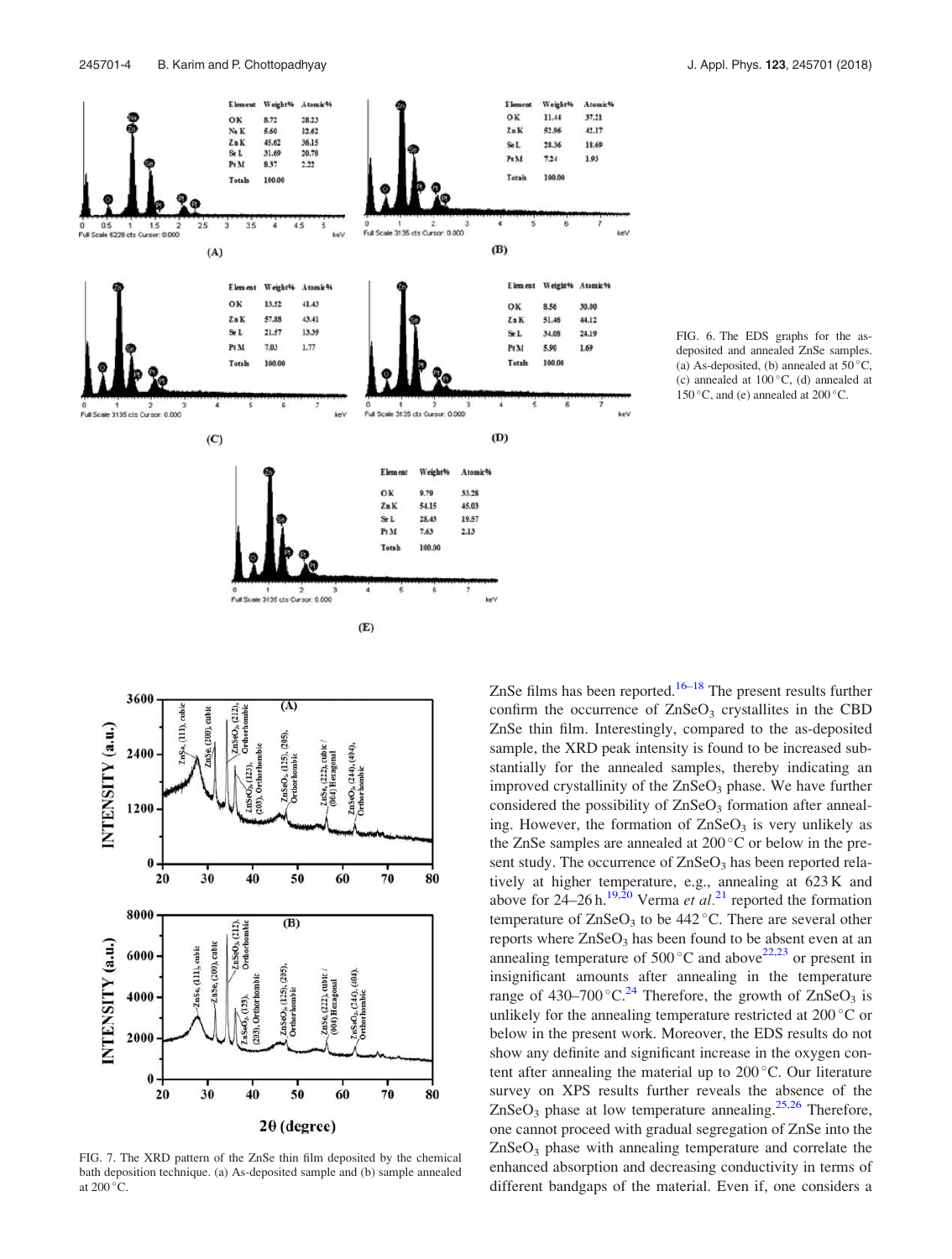FIG. 6. The EDS graphs for the as-deposited and annealed ZnSe samples. (a) As-deposited, (b) annealed at 50 °C, (c) annealed at 100 °C, (d) annealed at 150 °C, and (e) annealed at 200 °C.

FIG. 7. The XRD pattern of the ZnSe thin film deposited by the chemical bath deposition technique. (a) As-deposited sample and (b) sample annealed at 200 °C.

ZnSe films has been reported.[16–18] The present results further confirm the occurrence of $ZnSeO_3$ crystallites in the CBD ZnSe thin film. Interestingly, compared to the as-deposited sample, the XRD peak intensity is found to be increased substantially for the annealed samples, thereby indicating an improved crystallinity of the $ZnSeO_3$ phase. We have further considered the possibility of $ZnSeO_3$ formation after annealing. However, the formation of $ZnSeO_3$ is very unlikely as the ZnSe samples are annealed at 200 °C or below in the present study. The occurrence of $ZnSeO_3$ has been reported relatively at higher temperature, e.g., annealing at 623 K and above for 24–26 h.[19,20] Verma *et al.*[21] reported the formation temperature of $ZnSeO_3$ to be 442 °C. There are several other reports where $ZnSeO_3$ has been found to be absent even at an annealing temperature of 500 °C and above[22,23] or present in insignificant amounts after annealing in the temperature range of 430–700 °C.[24] Therefore, the growth of $ZnSeO_3$ is unlikely for the annealing temperature restricted at 200 °C or below in the present work. Moreover, the EDS results do not show any definite and significant increase in the oxygen content after annealing the material up to 200 °C. Our literature survey on XPS results further reveals the absence of the $ZnSeO_3$ phase at low temperature annealing.[25,26] Therefore, one cannot proceed with gradual segregation of ZnSe into the $ZnSeO_3$ phase with annealing temperature and correlate the enhanced absorption and decreasing conductivity in terms of different bandgaps of the material. Even if, one considers a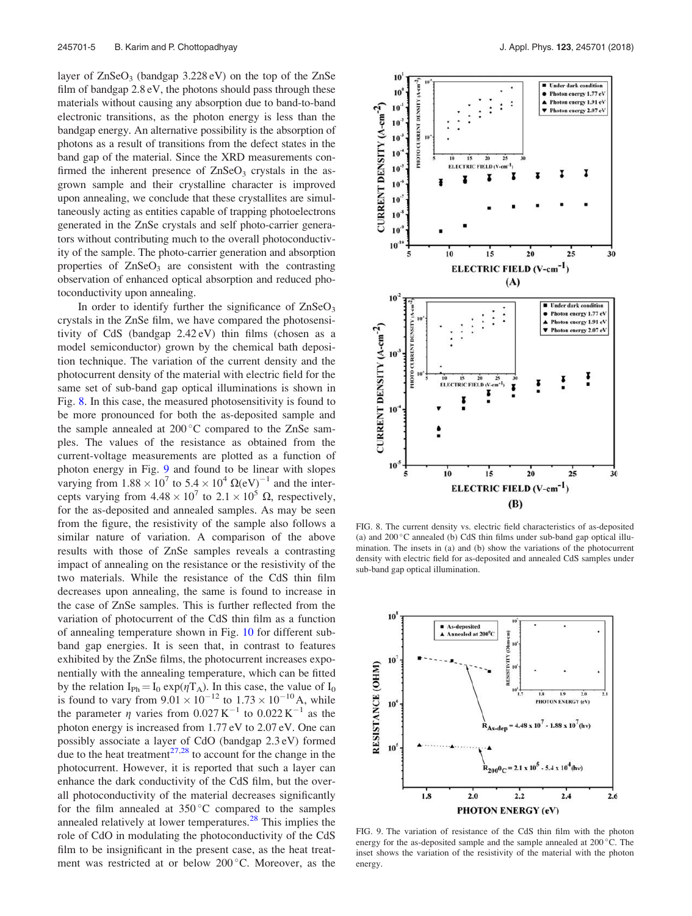layer of $ZnSeO_3$ (bandgap 3.228 eV) on the top of the ZnSe film of bandgap 2.8 eV, the photons should pass through these materials without causing any absorption due to band-to-band electronic transitions, as the photon energy is less than the bandgap energy. An alternative possibility is the absorption of photons as a result of transitions from the defect states in the band gap of the material. Since the XRD measurements confirmed the inherent presence of $ZnSeO_3$ crystals in the as-grown sample and their crystalline character is improved upon annealing, we conclude that these crystallites are simultaneously acting as entities capable of trapping photoelectrons generated in the ZnSe crystals and self photo-carrier generators without contributing much to the overall photoconductivity of the sample. The photo-carrier generation and absorption properties of $ZnSeO_3$ are consistent with the contrasting observation of enhanced optical absorption and reduced photoconductivity upon annealing.

In order to identify further the significance of $ZnSeO_3$ crystals in the ZnSe film, we have compared the photosensitivity of CdS (bandgap 2.42 eV) thin films (chosen as a model semiconductor) grown by the chemical bath deposition technique. The variation of the current density and the photocurrent density of the material with electric field for the same set of sub-band gap optical illuminations is shown in Fig. 8. In this case, the measured photosensitivity is found to be more pronounced for both the as-deposited sample and the sample annealed at 200 °C compared to the ZnSe samples. The values of the resistance as obtained from the current-voltage measurements are plotted as a function of photon energy in Fig. 9 and found to be linear with slopes varying from $1.88 \times 10^7$ to $5.4 \times 10^4$ $\Omega(\text{eV})^{-1}$ and the intercepts varying from $4.48 \times 10^7$ to $2.1 \times 10^5$ $\Omega$, respectively, for the as-deposited and annealed samples. As may be seen from the figure, the resistivity of the sample also follows a similar nature of variation. A comparison of the above results with those of ZnSe samples reveals a contrasting impact of annealing on the resistance or the resistivity of the two materials. While the resistance of the CdS thin film decreases upon annealing, the same is found to increase in the case of ZnSe samples. This is further reflected from the variation of photocurrent of the CdS thin film as a function of annealing temperature shown in Fig. 10 for different sub-band gap energies. It is seen that, in contrast to features exhibited by the ZnSe films, the photocurrent increases exponentially with the annealing temperature, which can be fitted by the relation $I_{Ph} = I_0 \exp(\eta T_A)$. In this case, the value of $I_0$ is found to vary from $9.01 \times 10^{-12}$ to $1.73 \times 10^{-10}$ A, while the parameter $\eta$ varies from $0.027\,\text{K}^{-1}$ to $0.022\,\text{K}^{-1}$ as the photon energy is increased from 1.77 eV to 2.07 eV. One can possibly associate a layer of CdO (bandgap 2.3 eV) formed due to the heat treatment[27,28] to account for the change in the photocurrent. However, it is reported that such a layer can enhance the dark conductivity of the CdS film, but the overall photoconductivity of the material decreases significantly for the film annealed at 350 °C compared to the samples annealed relatively at lower temperatures.[28] This implies the role of CdO in modulating the photoconductivity of the CdS film to be insignificant in the present case, as the heat treatment was restricted at or below 200 °C. Moreover, as the

FIG. 8. The current density vs. electric field characteristics of as-deposited (a) and 200 °C annealed (b) CdS thin films under sub-band gap optical illumination. The insets in (a) and (b) show the variations of the photocurrent density with electric field for as-deposited and annealed CdS samples under sub-band gap optical illumination.

FIG. 9. The variation of resistance of the CdS thin film with the photon energy for the as-deposited sample and the sample annealed at 200 °C. The inset shows the variation of the resistivity of the material with the photon energy.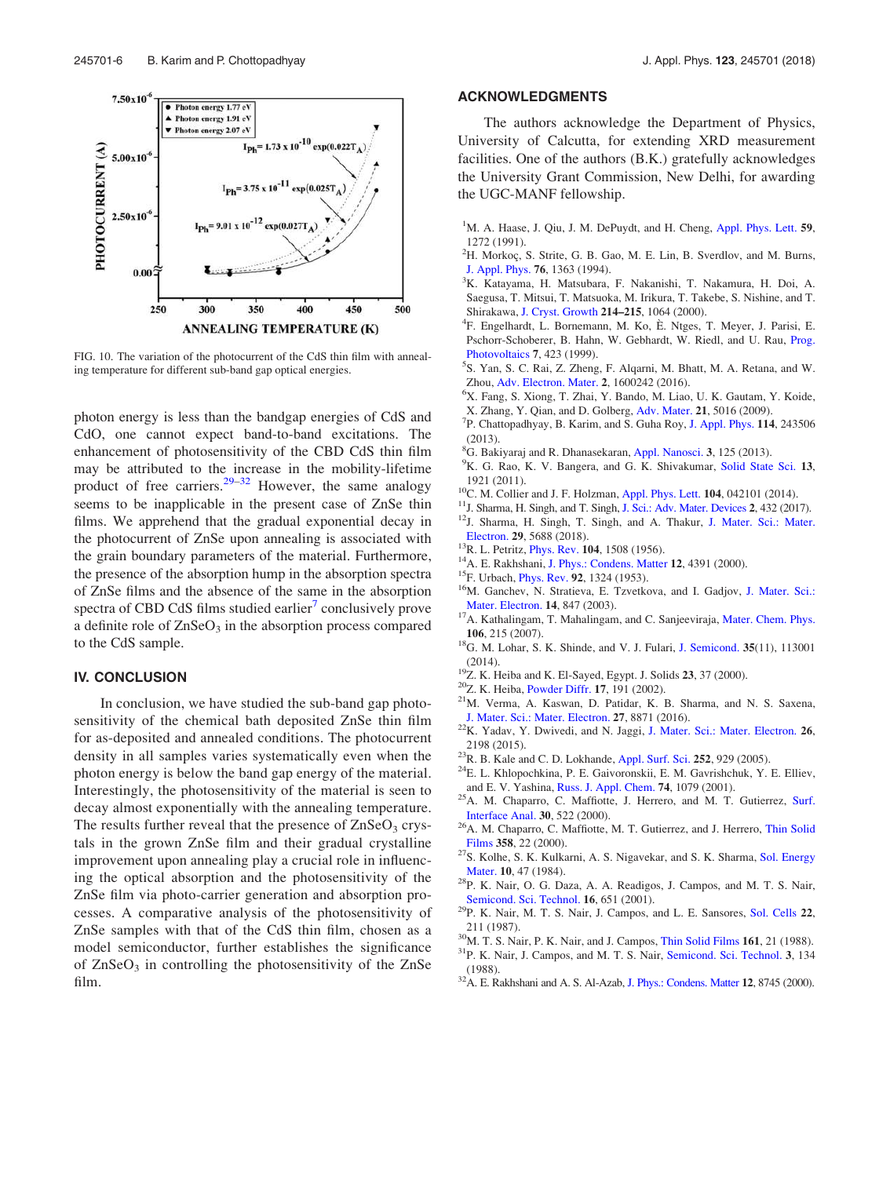7.50x10$^{-6}$

5.00x10$^{-6}$

2.50x10$^{-6}$

0.00

PHOTOCURRENT (A)

250 300 350 400 450 500

ANNEALING TEMPERATURE (K)

● Photon energy 1.77 eV

▲ Photon energy 1.91 eV

▼ Photon energy 2.07 eV

$I_{Ph}$= 1.73 x 10$^{-10}$ exp(0.022T$_A$)

$I_{Ph}$= 3.75 x 10$^{-11}$ exp(0.025T$_A$)

$I_{Ph}$= 9.01 x 10$^{-12}$ exp(0.027T$_A$)

FIG. 10. The variation of the photocurrent of the CdS thin film with annealing temperature for different sub-band gap optical energies.

photon energy is less than the bandgap energies of CdS and CdO, one cannot expect band-to-band excitations. The enhancement of photosensitivity of the CBD CdS thin film may be attributed to the increase in the mobility-lifetime product of free carriers.[29–32] However, the same analogy seems to be inapplicable in the present case of ZnSe thin films. We apprehend that the gradual exponential decay in the photocurrent of ZnSe upon annealing is associated with the grain boundary parameters of the material. Furthermore, the presence of the absorption hump in the absorption spectra of ZnSe films and the absence of the same in the absorption spectra of CBD CdS films studied earlier[7] conclusively prove a definite role of $ZnSeO_3$ in the absorption process compared to the CdS sample.

## IV. CONCLUSION

In conclusion, we have studied the sub-band gap photosensitivity of the chemical bath deposited ZnSe thin films for as-deposited and annealed conditions. The photocurrent density in all samples varies systematically even when the photon energy is below the band gap energy of the material. Interestingly, the photosensitivity of the material is seen to decay almost exponentially with the annealing temperature. The results further reveal that the presence of $ZnSeO_3$ crystals in the grown ZnSe film and their gradual crystalline improvement upon annealing play a crucial role in influencing the optical absorption and the photosensitivity of the ZnSe film via photo-carrier generation and absorption processes. A comparative analysis of the photosensitivity of ZnSe samples with that of the CdS thin film, chosen as a model semiconductor, further establishes the significance of $ZnSeO_3$ in controlling the photosensitivity of the ZnSe film.

## ACKNOWLEDGMENTS

The authors acknowledge the Department of Physics, University of Calcutta, for extending XRD measurement facilities. One of the authors (B.K.) gratefully acknowledges the University Grant Commission, New Delhi, for awarding the UGC-MANF fellowship.

[1] M. A. Haase, J. Qiu, J. M. DePuydt, and H. Cheng, Appl. Phys. Lett. **59**, 1272 (1991).
[2] H. Morkoç, S. Strite, G. B. Gao, M. E. Lin, B. Sverdlov, and M. Burns, J. Appl. Phys. **76**, 1363 (1994).
[3] K. Katayama, H. Matsubara, F. Nakanishi, T. Nakamura, H. Doi, A. Saegusa, T. Mitsui, T. Matsuoka, M. Irikura, T. Takebe, S. Nishine, and T. Shirakawa, J. Cryst. Growth **214–215**, 1064 (2000).
[4] F. Engelhardt, L. Bornemann, M. Ko, È. Ntges, T. Meyer, J. Parisi, E. Pschorr-Schoberer, B. Hahn, W. Gebhardt, W. Riedl, and U. Rau, Prog. Photovoltaics **7**, 423 (1999).
[5] S. Yan, S. C. Rai, Z. Zheng, F. Alqarni, M. Bhatt, M. A. Retana, and W. Zhou, Adv. Electron. Mater. **2**, 1600242 (2016).
[6] X. Fang, S. Xiong, T. Zhai, Y. Bando, M. Liao, U. K. Gautam, Y. Koide, X. Zhang, Y. Qian, and D. Golberg, Adv. Mater. **21**, 5016 (2009).
[7] P. Chattopadhyay, B. Karim, and S. Guha Roy, J. Appl. Phys. **114**, 243506 (2013).
[8] G. Bakiyaraj and R. Dhanasekaran, Appl. Nanosci. **3**, 125 (2013).
[9] K. G. Rao, K. V. Bangera, and G. K. Shivakumar, Solid State Sci. **13**, 1921 (2011).
[10] C. M. Collier and J. F. Holzman, Appl. Phys. Lett. **104**, 042101 (2014).
[11] J. Sharma, H. Singh, and T. Singh, J. Sci.: Adv. Mater. Devices **2**, 432 (2017).
[12] J. Sharma, H. Singh, T. Singh, and A. Thakur, J. Mater. Sci.: Mater. Electron. **29**, 5688 (2018).
[13] R. L. Petritz, Phys. Rev. **104**, 1508 (1956).
[14] A. E. Rakhshani, J. Phys.: Condens. Matter **12**, 4391 (2000).
[15] F. Urbach, Phys. Rev. **92**, 1324 (1953).
[16] M. Ganchev, N. Stratieva, E. Tzvetkova, and I. Gadjov, J. Mater. Sci.: Mater. Electron. **14**, 847 (2003).
[17] A. Kathalingam, T. Mahalingam, and C. Sanjeeviraja, Mater. Chem. Phys. **106**, 215 (2007).
[18] G. M. Lohar, S. K. Shinde, and V. J. Fulari, J. Semicond. **35**(11), 113001 (2014).
[19] Z. K. Heiba and K. El-Sayed, Egypt. J. Solids **23**, 37 (2000).
[20] Z. K. Heiba, Powder Diffr. **17**, 191 (2002).
[21] M. Verma, A. Kaswan, D. Patidar, K. B. Sharma, and N. S. Saxena, J. Mater. Sci.: Mater. Electron. **27**, 8871 (2016).
[22] K. Yadav, Y. Dwivedi, and N. Jaggi, J. Mater. Sci.: Mater. Electron. **26**, 2198 (2015).
[23] R. B. Kale and C. D. Lokhande, Appl. Surf. Sci. **252**, 929 (2005).
[24] E. L. Khlopochkina, P. E. Gaivoronskii, E. M. Gavrishchuk, Y. E. Elliev, and E. V. Yashina, Russ. J. Appl. Chem. **74**, 1079 (2001).
[25] A. M. Chaparro, C. Maffiotte, J. Herrero, and M. T. Gutierrez, Surf. Interface Anal. **30**, 522 (2000).
[26] A. M. Chaparro, C. Maffiotte, M. T. Gutierrez, and J. Herrero, Thin Solid Films **358**, 22 (2000).
[27] S. Kolhe, S. K. Kulkarni, A. S. Nigavekar, and S. K. Sharma, Sol. Energy Mater. **10**, 47 (1984).
[28] P. K. Nair, O. G. Daza, A. A. Readigos, J. Campos, and M. T. S. Nair, Semicond. Sci. Technol. **16**, 651 (2001).
[29] P. K. Nair, M. T. S. Nair, J. Campos, and L. E. Sansores, Sol. Cells **22**, 211 (1987).
[30] M. T. S. Nair, P. K. Nair, and J. Campos, Thin Solid Films **161**, 21 (1988).
[31] P. K. Nair, J. Campos, and M. T. S. Nair, Semicond. Sci. Technol. **3**, 134 (1988).
[32] A. E. Rakhshani and A. S. Al-Azab, J. Phys.: Condens. Matter **12**, 8745 (2000).